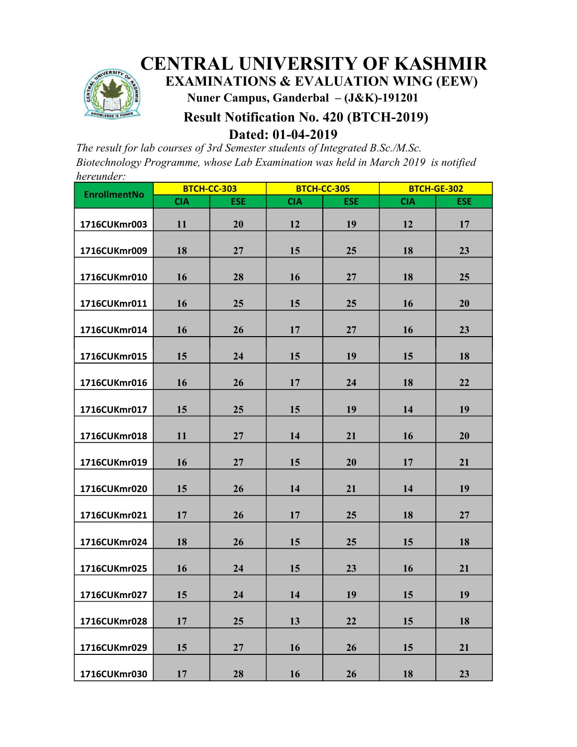# CENTRAL UNIVERSITY OF KASHMIR

## EXAMINATIONS & EVALUATION WING (EEW)

**Nuner Campus, Ganderbal – (J&K)-191201**

### Result Notification No. 420 (BTCH-2019)

### Dated: 01-04-2019

*The result for lab courses of 3rd Semester students of Integrated B.Sc./M.Sc. Biotechnology Programme, whose Lab Examination was held in March 2019 is notified hereunder:*

| EnrollmentNo | BTCH-CC-303 | | BTCH-CC-305 | | BTCH-GE-302 | |
|---|---|---|---|---|---|---|
| | CIA | ESE | CIA | ESE | CIA | ESE |
| 1716CUKmr003 | 11 | 20 | 12 | 19 | 12 | 17 |
| 1716CUKmr009 | 18 | 27 | 15 | 25 | 18 | 23 |
| 1716CUKmr010 | 16 | 28 | 16 | 27 | 18 | 25 |
| 1716CUKmr011 | 16 | 25 | 15 | 25 | 16 | 20 |
| 1716CUKmr014 | 16 | 26 | 17 | 27 | 16 | 23 |
| 1716CUKmr015 | 15 | 24 | 15 | 19 | 15 | 18 |
| 1716CUKmr016 | 16 | 26 | 17 | 24 | 18 | 22 |
| 1716CUKmr017 | 15 | 25 | 15 | 19 | 14 | 19 |
| 1716CUKmr018 | 11 | 27 | 14 | 21 | 16 | 20 |
| 1716CUKmr019 | 16 | 27 | 15 | 20 | 17 | 21 |
| 1716CUKmr020 | 15 | 26 | 14 | 21 | 14 | 19 |
| 1716CUKmr021 | 17 | 26 | 17 | 25 | 18 | 27 |
| 1716CUKmr024 | 18 | 26 | 15 | 25 | 15 | 18 |
| 1716CUKmr025 | 16 | 24 | 15 | 23 | 16 | 21 |
| 1716CUKmr027 | 15 | 24 | 14 | 19 | 15 | 19 |
| 1716CUKmr028 | 17 | 25 | 13 | 22 | 15 | 18 |
| 1716CUKmr029 | 15 | 27 | 16 | 26 | 15 | 21 |
| 1716CUKmr030 | 17 | 28 | 16 | 26 | 18 | 23 |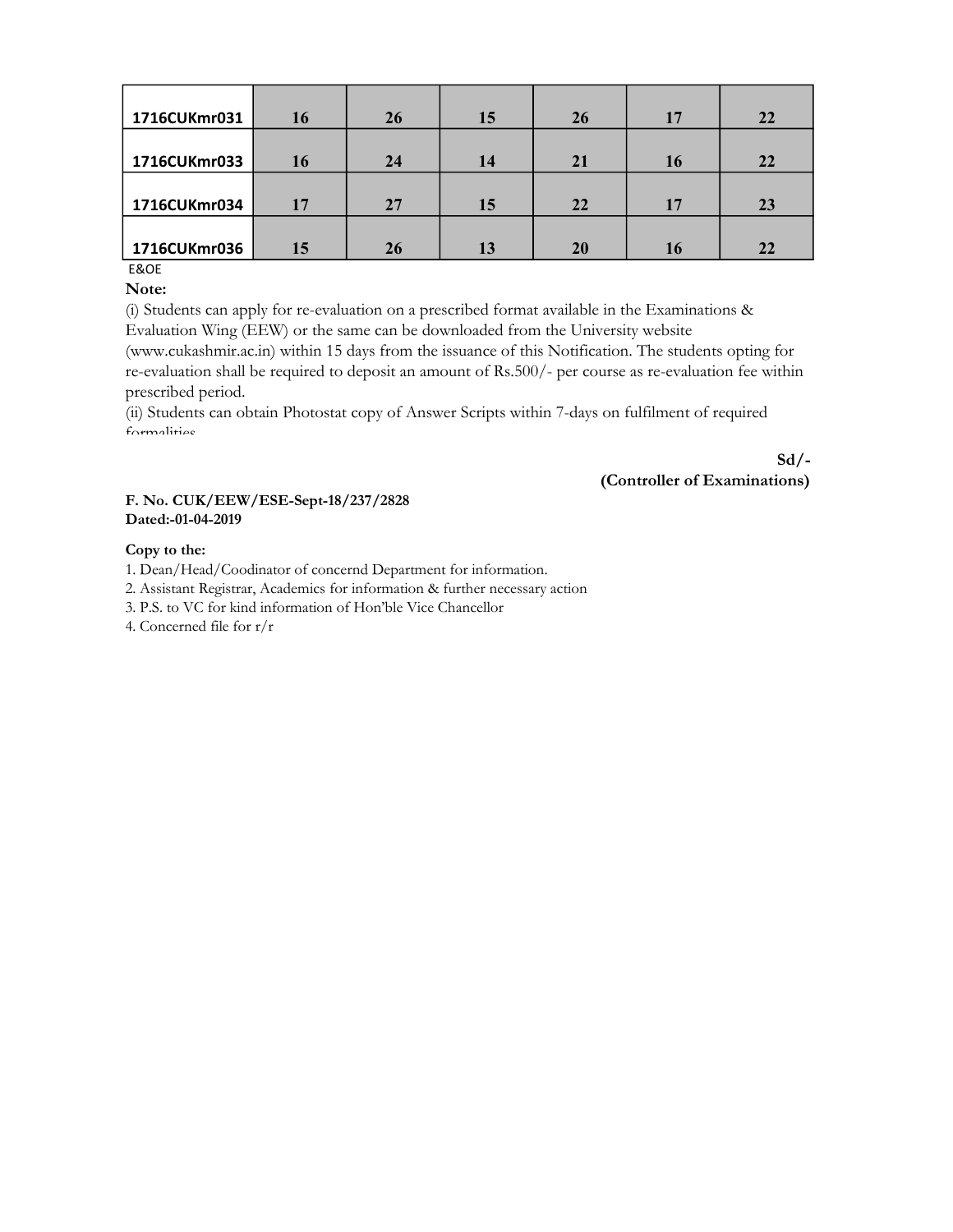| | | | | | | |
|---|---|---|---|---|---|---|
| 1716CUKmr031 | 16 | 26 | 15 | 26 | 17 | 22 |
| 1716CUKmr033 | 16 | 24 | 14 | 21 | 16 | 22 |
| 1716CUKmr034 | 17 | 27 | 15 | 22 | 17 | 23 |
| 1716CUKmr036 | 15 | 26 | 13 | 20 | 16 | 22 |

E&OE

**Note:**

(i) Students can apply for re-evaluation on a prescribed format available in the Examinations & Evaluation Wing (EEW) or the same can be downloaded from the University website (www.cukashmir.ac.in) within 15 days from the issuance of this Notification. The students opting for re-evaluation shall be required to deposit an amount of Rs.500/- per course as re-evaluation fee within prescribed period.

(ii) Students can obtain Photostat copy of Answer Scripts within 7-days on fulfilment of required formalities

**Sd/-**
**(Controller of Examinations)**

**F. No. CUK/EEW/ESE-Sept-18/237/2828**
**Dated:-01-04-2019**

**Copy to the:**

1. Dean/Head/Coodinator of concernd Department for information.
2. Assistant Registrar, Academics for information & further necessary action
3. P.S. to VC for kind information of Hon'ble Vice Chancellor
4. Concerned file for r/r